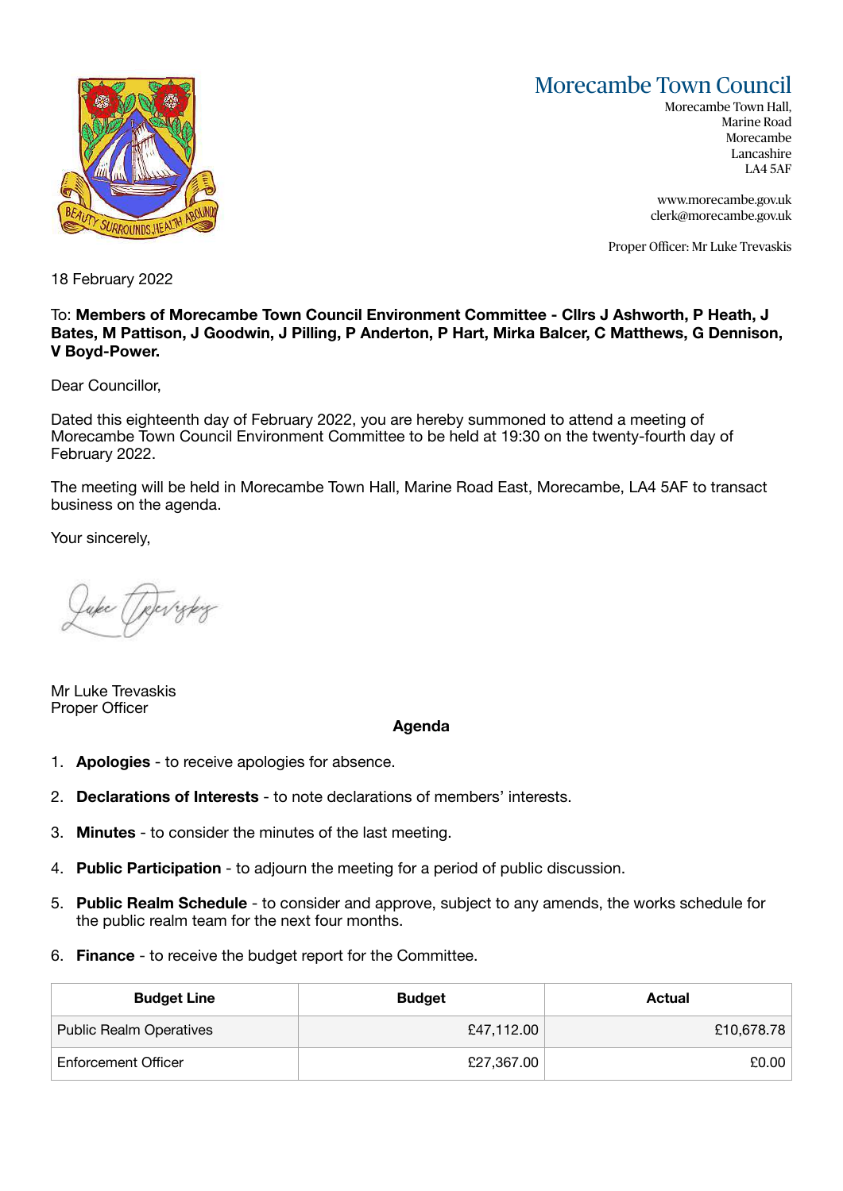# Morecambe Town Council

Morecambe Town Hall,
Marine Road
Morecambe
Lancashire
LA4 5AF

www.morecambe.gov.uk
clerk@morecambe.gov.uk

Proper Officer: Mr Luke Trevaskis

18 February 2022

To: **Members of Morecambe Town Council Environment Committee - Cllrs J Ashworth, P Heath, J Bates, M Pattison, J Goodwin, J Pilling, P Anderton, P Hart, Mirka Balcer, C Matthews, G Dennison, V Boyd-Power.**

Dear Councillor,

Dated this eighteenth day of February 2022, you are hereby summoned to attend a meeting of Morecambe Town Council Environment Committee to be held at 19:30 on the twenty-fourth day of February 2022.

The meeting will be held in Morecambe Town Hall, Marine Road East, Morecambe, LA4 5AF to transact business on the agenda.

Your sincerely,

Mr Luke Trevaskis
Proper Officer

## Agenda

1. **Apologies** - to receive apologies for absence.
2. **Declarations of Interests** - to note declarations of members' interests.
3. **Minutes** - to consider the minutes of the last meeting.
4. **Public Participation** - to adjourn the meeting for a period of public discussion.
5. **Public Realm Schedule** - to consider and approve, subject to any amends, the works schedule for the public realm team for the next four months.
6. **Finance** - to receive the budget report for the Committee.

| Budget Line | Budget | Actual |
|---|---|---|
| Public Realm Operatives | £47,112.00 | £10,678.78 |
| Enforcement Officer | £27,367.00 | £0.00 |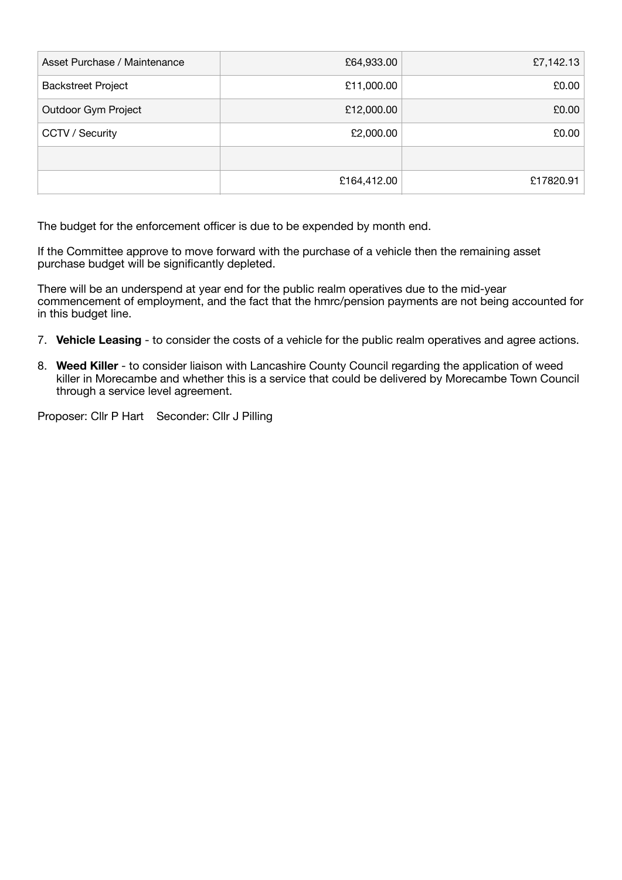| | | |
|---|---|---|
| Asset Purchase / Maintenance | £64,933.00 | £7,142.13 |
| Backstreet Project | £11,000.00 | £0.00 |
| Outdoor Gym Project | £12,000.00 | £0.00 |
| CCTV / Security | £2,000.00 | £0.00 |
| | | |
| | £164,412.00 | £17820.91 |

The budget for the enforcement officer is due to be expended by month end.

If the Committee approve to move forward with the purchase of a vehicle then the remaining asset purchase budget will be significantly depleted.

There will be an underspend at year end for the public realm operatives due to the mid-year commencement of employment, and the fact that the hmrc/pension payments are not being accounted for in this budget line.

7. **Vehicle Leasing** - to consider the costs of a vehicle for the public realm operatives and agree actions.
8. **Weed Killer** - to consider liaison with Lancashire County Council regarding the application of weed killer in Morecambe and whether this is a service that could be delivered by Morecambe Town Council through a service level agreement.

Proposer: Cllr P Hart Seconder: Cllr J Pilling